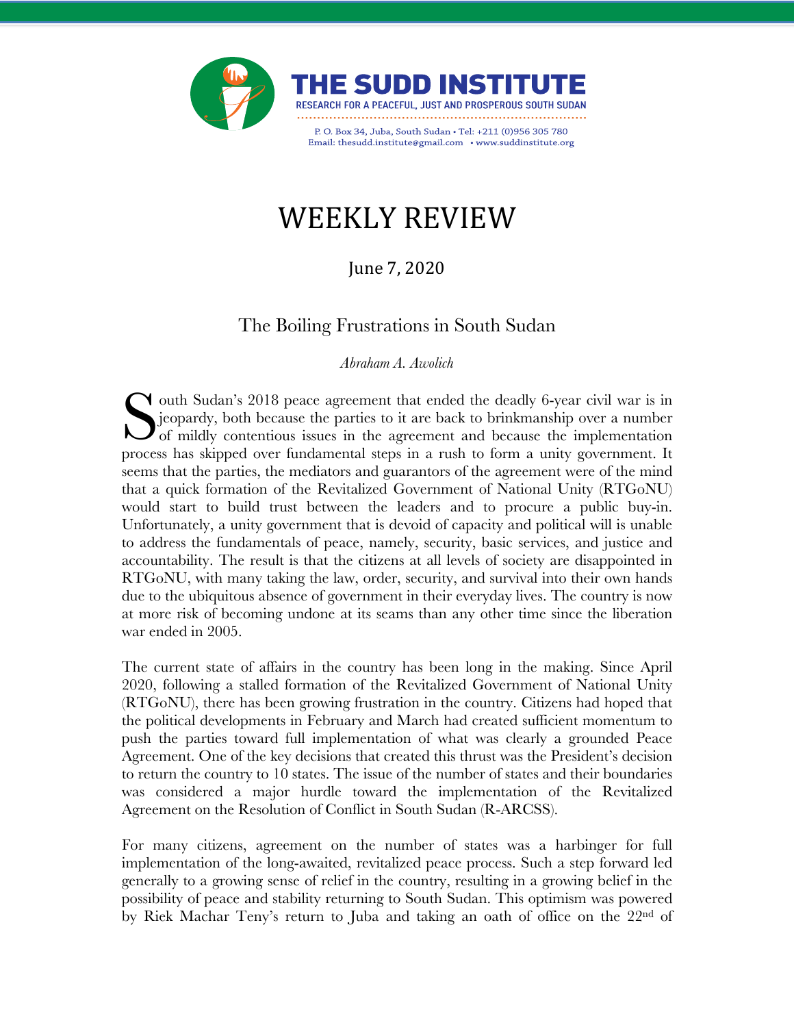# THE SUDD INSTITUTE

RESEARCH FOR A PEACEFUL, JUST AND PROSPEROUS SOUTH SUDAN

P. O. Box 34, Juba, South Sudan • Tel: +211 (0)956 305 780
Email: thesudd.institute@gmail.com • www.suddinstitute.org

# WEEKLY REVIEW

June 7, 2020

## The Boiling Frustrations in South Sudan

*Abraham A. Awolich*

South Sudan's 2018 peace agreement that ended the deadly 6-year civil war is in jeopardy, both because the parties to it are back to brinkmanship over a number of mildly contentious issues in the agreement and because the implementation process has skipped over fundamental steps in a rush to form a unity government. It seems that the parties, the mediators and guarantors of the agreement were of the mind that a quick formation of the Revitalized Government of National Unity (RTGoNU) would start to build trust between the leaders and to procure a public buy-in. Unfortunately, a unity government that is devoid of capacity and political will is unable to address the fundamentals of peace, namely, security, basic services, and justice and accountability. The result is that the citizens at all levels of society are disappointed in RTGoNU, with many taking the law, order, security, and survival into their own hands due to the ubiquitous absence of government in their everyday lives. The country is now at more risk of becoming undone at its seams than any other time since the liberation war ended in 2005.

The current state of affairs in the country has been long in the making. Since April 2020, following a stalled formation of the Revitalized Government of National Unity (RTGoNU), there has been growing frustration in the country. Citizens had hoped that the political developments in February and March had created sufficient momentum to push the parties toward full implementation of what was clearly a grounded Peace Agreement. One of the key decisions that created this thrust was the President's decision to return the country to 10 states. The issue of the number of states and their boundaries was considered a major hurdle toward the implementation of the Revitalized Agreement on the Resolution of Conflict in South Sudan (R-ARCSS).

For many citizens, agreement on the number of states was a harbinger for full implementation of the long-awaited, revitalized peace process. Such a step forward led generally to a growing sense of relief in the country, resulting in a growing belief in the possibility of peace and stability returning to South Sudan. This optimism was powered by Riek Machar Teny's return to Juba and taking an oath of office on the 22nd of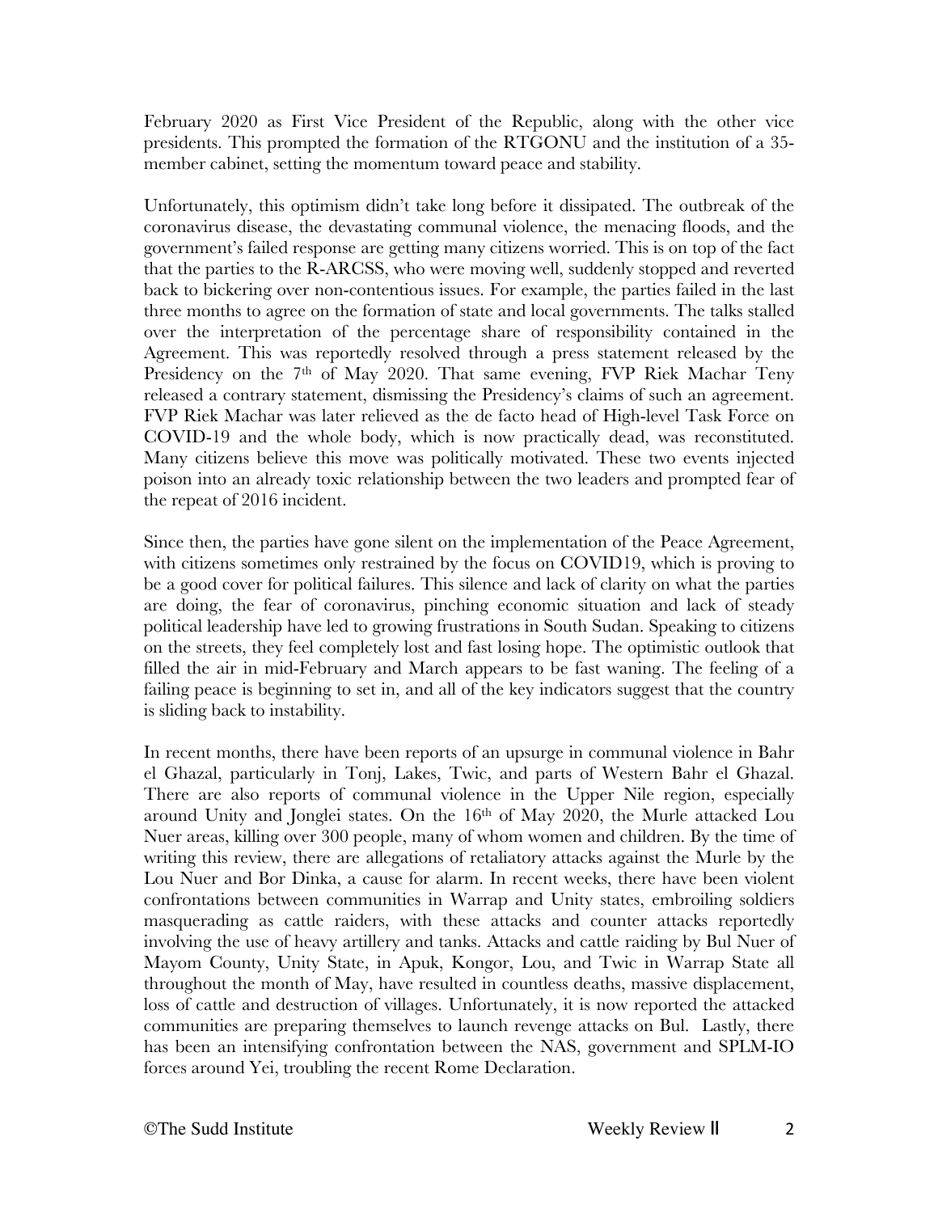February 2020 as First Vice President of the Republic, along with the other vice presidents. This prompted the formation of the RTGONU and the institution of a 35-member cabinet, setting the momentum toward peace and stability.

Unfortunately, this optimism didn't take long before it dissipated. The outbreak of the coronavirus disease, the devastating communal violence, the menacing floods, and the government's failed response are getting many citizens worried. This is on top of the fact that the parties to the R-ARCSS, who were moving well, suddenly stopped and reverted back to bickering over non-contentious issues. For example, the parties failed in the last three months to agree on the formation of state and local governments. The talks stalled over the interpretation of the percentage share of responsibility contained in the Agreement. This was reportedly resolved through a press statement released by the Presidency on the 7th of May 2020. That same evening, FVP Riek Machar Teny released a contrary statement, dismissing the Presidency's claims of such an agreement. FVP Riek Machar was later relieved as the de facto head of High-level Task Force on COVID-19 and the whole body, which is now practically dead, was reconstituted. Many citizens believe this move was politically motivated. These two events injected poison into an already toxic relationship between the two leaders and prompted fear of the repeat of 2016 incident.

Since then, the parties have gone silent on the implementation of the Peace Agreement, with citizens sometimes only restrained by the focus on COVID19, which is proving to be a good cover for political failures. This silence and lack of clarity on what the parties are doing, the fear of coronavirus, pinching economic situation and lack of steady political leadership have led to growing frustrations in South Sudan. Speaking to citizens on the streets, they feel completely lost and fast losing hope. The optimistic outlook that filled the air in mid-February and March appears to be fast waning. The feeling of a failing peace is beginning to set in, and all of the key indicators suggest that the country is sliding back to instability.

In recent months, there have been reports of an upsurge in communal violence in Bahr el Ghazal, particularly in Tonj, Lakes, Twic, and parts of Western Bahr el Ghazal. There are also reports of communal violence in the Upper Nile region, especially around Unity and Jonglei states. On the 16th of May 2020, the Murle attacked Lou Nuer areas, killing over 300 people, many of whom women and children. By the time of writing this review, there are allegations of retaliatory attacks against the Murle by the Lou Nuer and Bor Dinka, a cause for alarm. In recent weeks, there have been violent confrontations between communities in Warrap and Unity states, embroiling soldiers masquerading as cattle raiders, with these attacks and counter attacks reportedly involving the use of heavy artillery and tanks. Attacks and cattle raiding by Bul Nuer of Mayom County, Unity State, in Apuk, Kongor, Lou, and Twic in Warrap State all throughout the month of May, have resulted in countless deaths, massive displacement, loss of cattle and destruction of villages. Unfortunately, it is now reported the attacked communities are preparing themselves to launch revenge attacks on Bul. Lastly, there has been an intensifying confrontation between the NAS, government and SPLM-IO forces around Yei, troubling the recent Rome Declaration.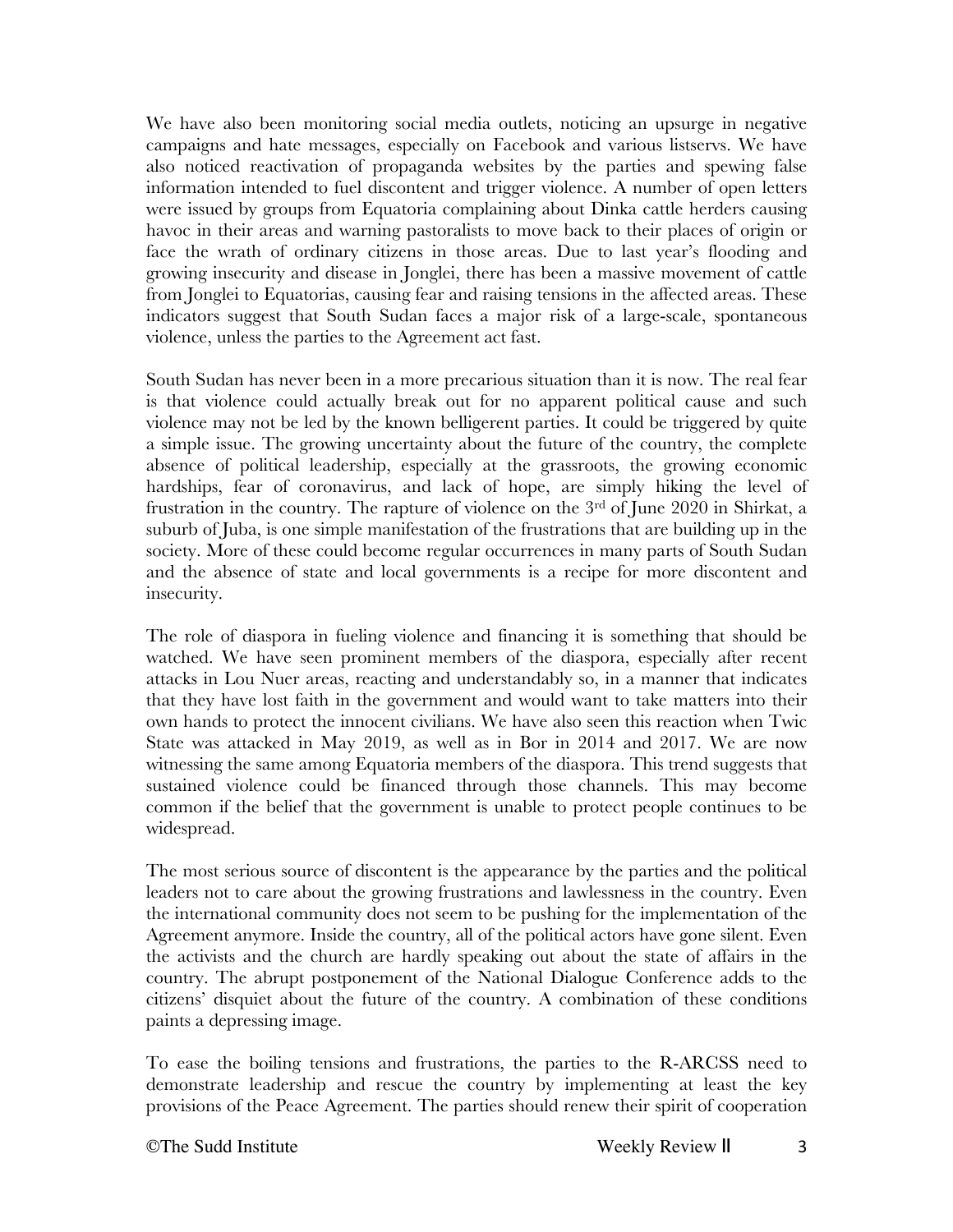We have also been monitoring social media outlets, noticing an upsurge in negative campaigns and hate messages, especially on Facebook and various listservs. We have also noticed reactivation of propaganda websites by the parties and spewing false information intended to fuel discontent and trigger violence. A number of open letters were issued by groups from Equatoria complaining about Dinka cattle herders causing havoc in their areas and warning pastoralists to move back to their places of origin or face the wrath of ordinary citizens in those areas. Due to last year's flooding and growing insecurity and disease in Jonglei, there has been a massive movement of cattle from Jonglei to Equatorias, causing fear and raising tensions in the affected areas. These indicators suggest that South Sudan faces a major risk of a large-scale, spontaneous violence, unless the parties to the Agreement act fast.

South Sudan has never been in a more precarious situation than it is now. The real fear is that violence could actually break out for no apparent political cause and such violence may not be led by the known belligerent parties. It could be triggered by quite a simple issue. The growing uncertainty about the future of the country, the complete absence of political leadership, especially at the grassroots, the growing economic hardships, fear of coronavirus, and lack of hope, are simply hiking the level of frustration in the country. The rapture of violence on the 3rd of June 2020 in Shirkat, a suburb of Juba, is one simple manifestation of the frustrations that are building up in the society. More of these could become regular occurrences in many parts of South Sudan and the absence of state and local governments is a recipe for more discontent and insecurity.

The role of diaspora in fueling violence and financing it is something that should be watched. We have seen prominent members of the diaspora, especially after recent attacks in Lou Nuer areas, reacting and understandably so, in a manner that indicates that they have lost faith in the government and would want to take matters into their own hands to protect the innocent civilians. We have also seen this reaction when Twic State was attacked in May 2019, as well as in Bor in 2014 and 2017. We are now witnessing the same among Equatoria members of the diaspora. This trend suggests that sustained violence could be financed through those channels. This may become common if the belief that the government is unable to protect people continues to be widespread.

The most serious source of discontent is the appearance by the parties and the political leaders not to care about the growing frustrations and lawlessness in the country. Even the international community does not seem to be pushing for the implementation of the Agreement anymore. Inside the country, all of the political actors have gone silent. Even the activists and the church are hardly speaking out about the state of affairs in the country. The abrupt postponement of the National Dialogue Conference adds to the citizens' disquiet about the future of the country. A combination of these conditions paints a depressing image.

To ease the boiling tensions and frustrations, the parties to the R-ARCSS need to demonstrate leadership and rescue the country by implementing at least the key provisions of the Peace Agreement. The parties should renew their spirit of cooperation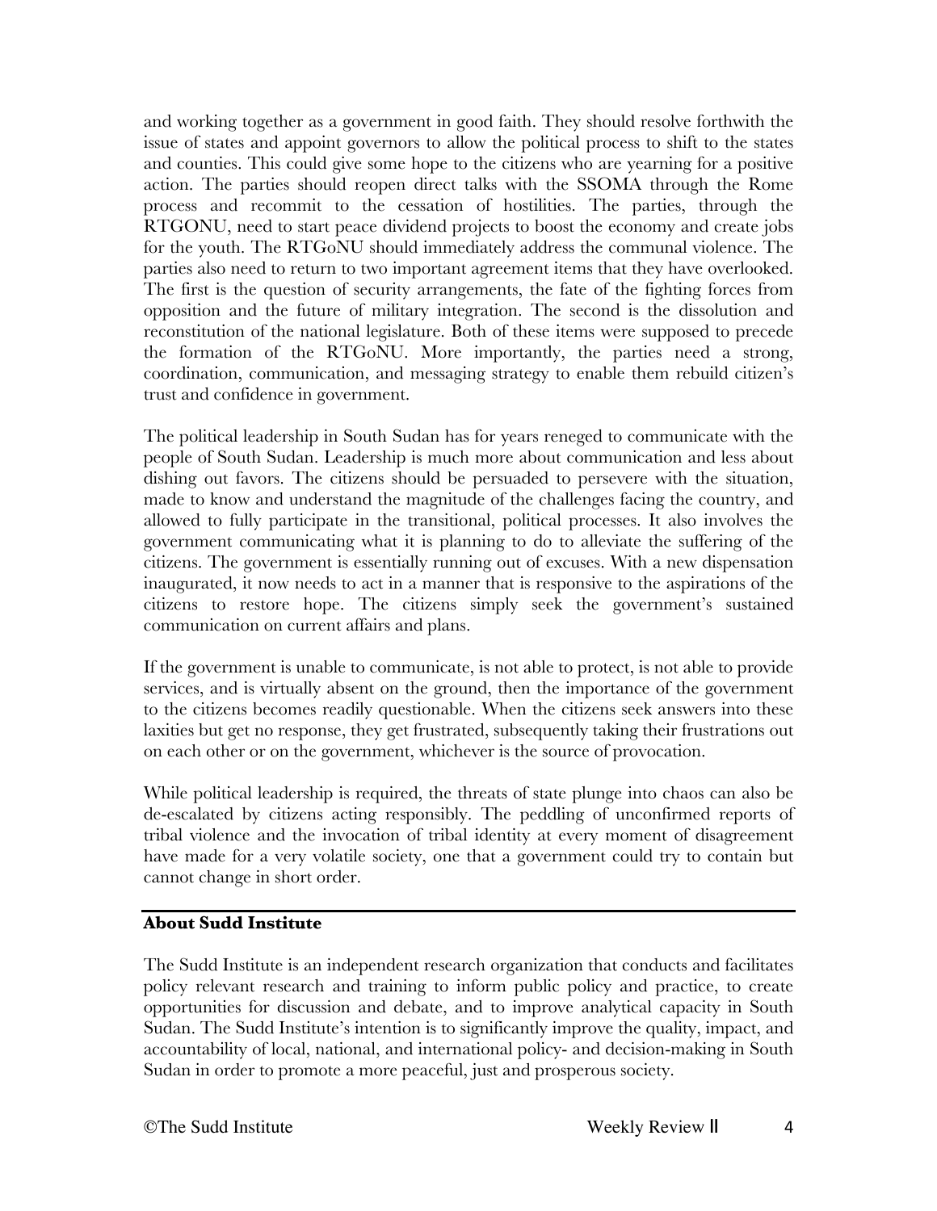and working together as a government in good faith. They should resolve forthwith the issue of states and appoint governors to allow the political process to shift to the states and counties. This could give some hope to the citizens who are yearning for a positive action. The parties should reopen direct talks with the SSOMA through the Rome process and recommit to the cessation of hostilities. The parties, through the RTGONU, need to start peace dividend projects to boost the economy and create jobs for the youth. The RTGoNU should immediately address the communal violence. The parties also need to return to two important agreement items that they have overlooked. The first is the question of security arrangements, the fate of the fighting forces from opposition and the future of military integration. The second is the dissolution and reconstitution of the national legislature. Both of these items were supposed to precede the formation of the RTGoNU. More importantly, the parties need a strong, coordination, communication, and messaging strategy to enable them rebuild citizen's trust and confidence in government.

The political leadership in South Sudan has for years reneged to communicate with the people of South Sudan. Leadership is much more about communication and less about dishing out favors. The citizens should be persuaded to persevere with the situation, made to know and understand the magnitude of the challenges facing the country, and allowed to fully participate in the transitional, political processes. It also involves the government communicating what it is planning to do to alleviate the suffering of the citizens. The government is essentially running out of excuses. With a new dispensation inaugurated, it now needs to act in a manner that is responsive to the aspirations of the citizens to restore hope. The citizens simply seek the government's sustained communication on current affairs and plans.

If the government is unable to communicate, is not able to protect, is not able to provide services, and is virtually absent on the ground, then the importance of the government to the citizens becomes readily questionable. When the citizens seek answers into these laxities but get no response, they get frustrated, subsequently taking their frustrations out on each other or on the government, whichever is the source of provocation.

While political leadership is required, the threats of state plunge into chaos can also be de-escalated by citizens acting responsibly. The peddling of unconfirmed reports of tribal violence and the invocation of tribal identity at every moment of disagreement have made for a very volatile society, one that a government could try to contain but cannot change in short order.

## About Sudd Institute

The Sudd Institute is an independent research organization that conducts and facilitates policy relevant research and training to inform public policy and practice, to create opportunities for discussion and debate, and to improve analytical capacity in South Sudan. The Sudd Institute's intention is to significantly improve the quality, impact, and accountability of local, national, and international policy- and decision-making in South Sudan in order to promote a more peaceful, just and prosperous society.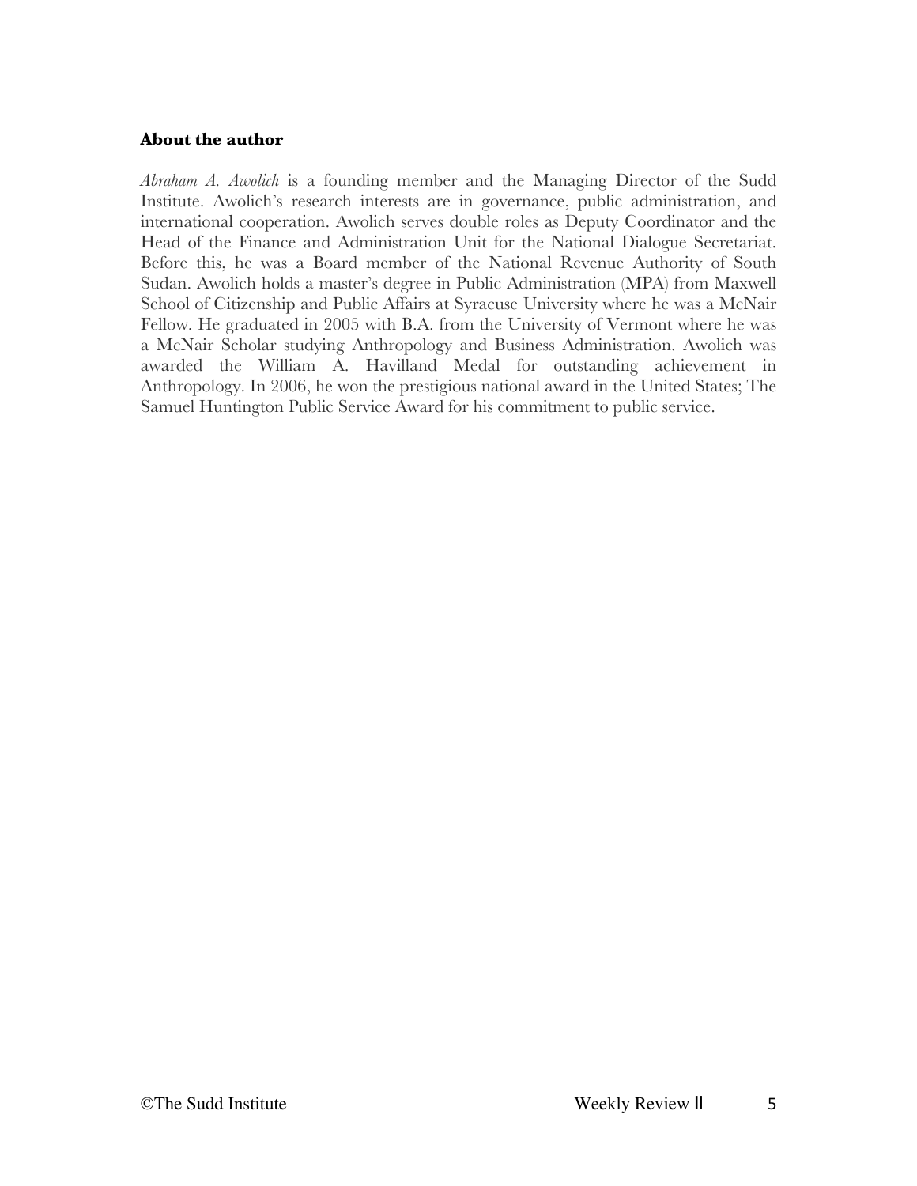**About the author**

*Abraham A. Awolich* is a founding member and the Managing Director of the Sudd Institute. Awolich's research interests are in governance, public administration, and international cooperation. Awolich serves double roles as Deputy Coordinator and the Head of the Finance and Administration Unit for the National Dialogue Secretariat. Before this, he was a Board member of the National Revenue Authority of South Sudan. Awolich holds a master's degree in Public Administration (MPA) from Maxwell School of Citizenship and Public Affairs at Syracuse University where he was a McNair Fellow. He graduated in 2005 with B.A. from the University of Vermont where he was a McNair Scholar studying Anthropology and Business Administration. Awolich was awarded the William A. Havilland Medal for outstanding achievement in Anthropology. In 2006, he won the prestigious national award in the United States; The Samuel Huntington Public Service Award for his commitment to public service.